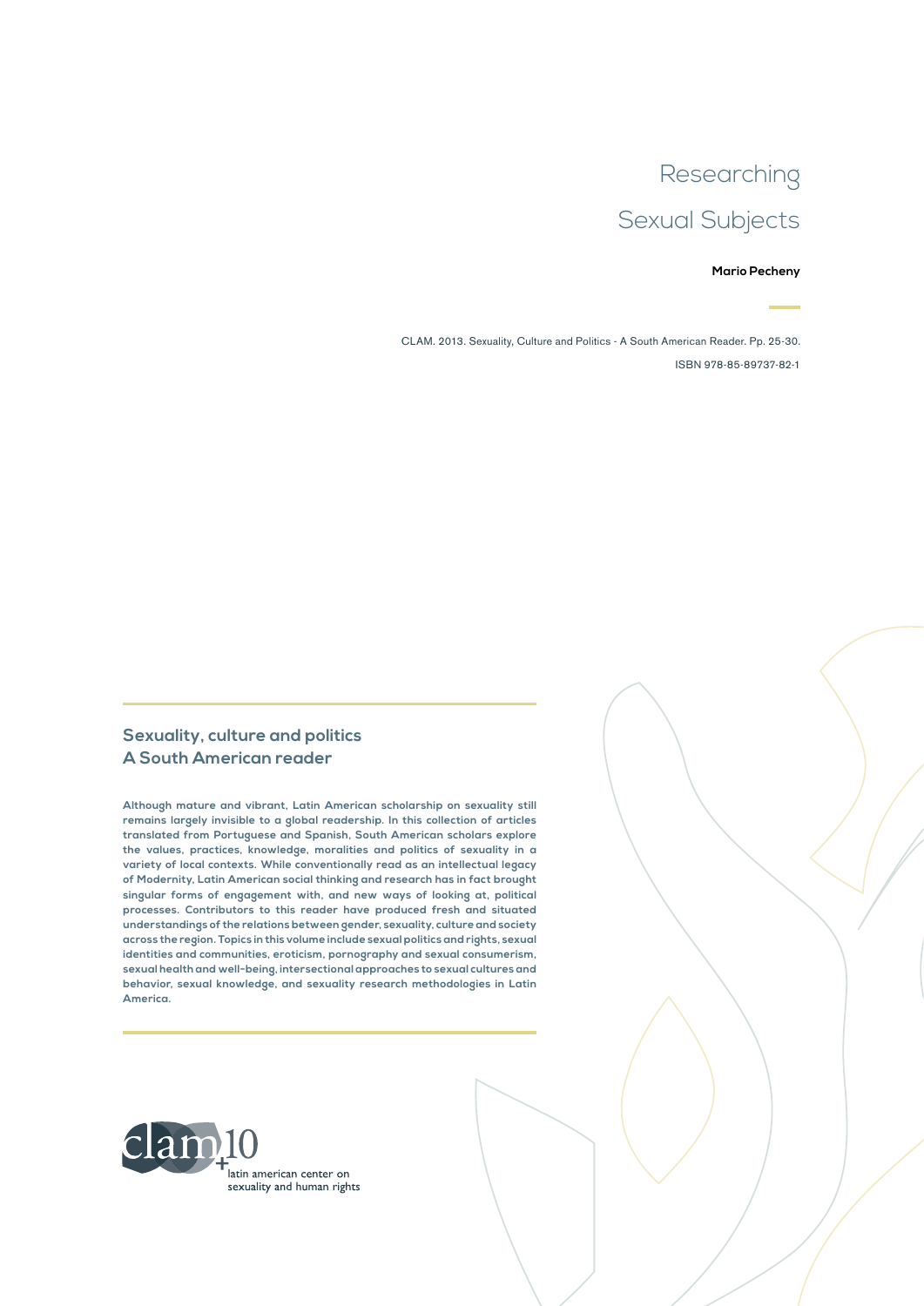# Researching Sexual Subjects

**Mario Pecheny**

CLAM. 2013. Sexuality, Culture and Politics - A South American Reader. Pp. 25-30.

ISBN 978-85-89737-82-1

## Sexuality, culture and politics
## A South American reader

**Although mature and vibrant, Latin American scholarship on sexuality still remains largely invisible to a global readership. In this collection of articles translated from Portuguese and Spanish, South American scholars explore the values, practices, knowledge, moralities and politics of sexuality in a variety of local contexts. While conventionally read as an intellectual legacy of Modernity, Latin American social thinking and research has in fact brought singular forms of engagement with, and new ways of looking at, political processes. Contributors to this reader have produced fresh and situated understandings of the relations between gender, sexuality, culture and society across the region. Topics in this volume include sexual politics and rights, sexual identities and communities, eroticism, pornography and sexual consumerism, sexual health and well-being, intersectional approaches to sexual cultures and behavior, sexual knowledge, and sexuality research methodologies in Latin America.**

clam +10
latin american center on sexuality and human rights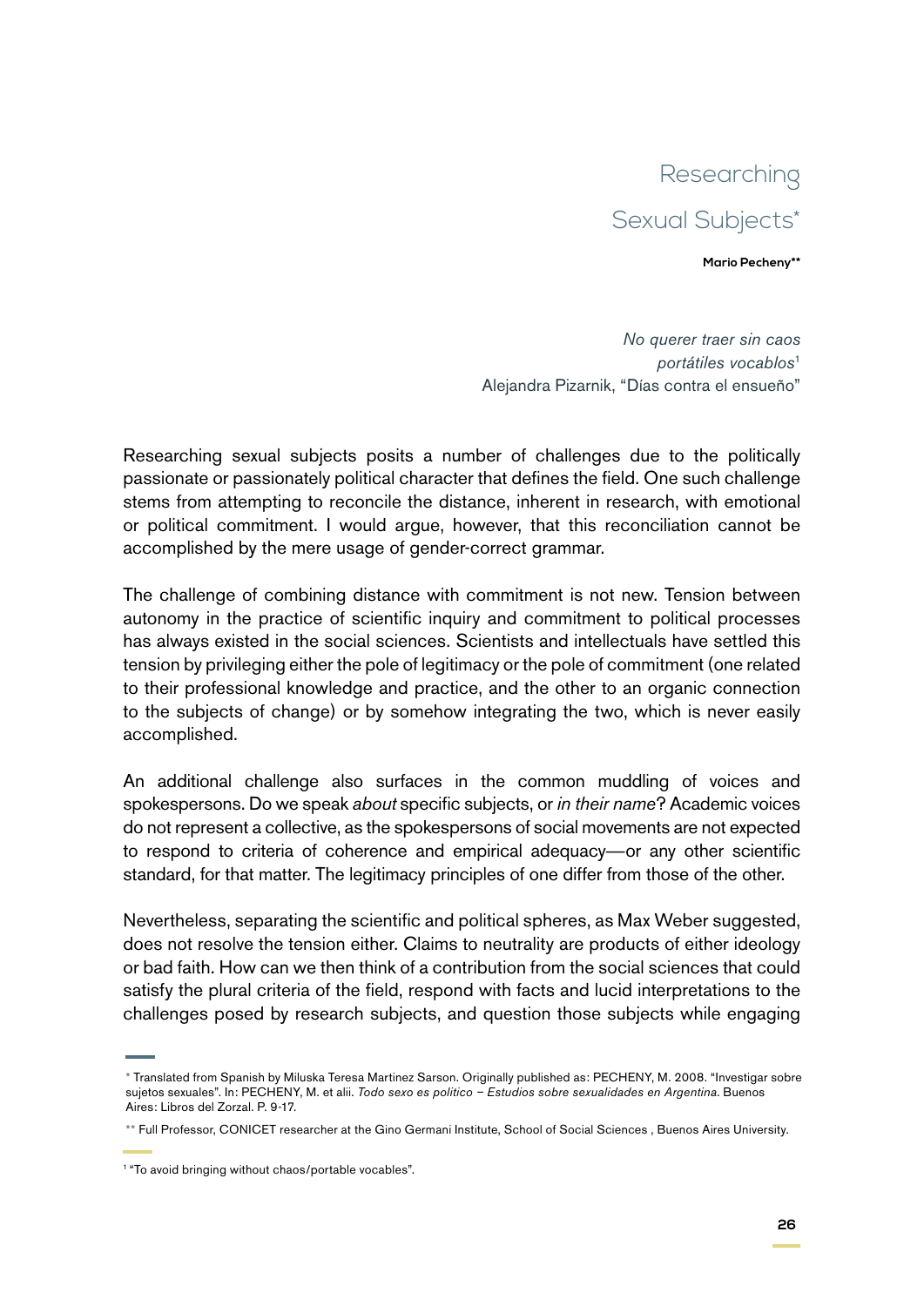# Researching Sexual Subjects*

**Mario Pecheny****

> *No querer traer sin caos*
> *portátiles vocablos*[1]
> Alejandra Pizarnik, "Días contra el ensueño"

Researching sexual subjects posits a number of challenges due to the politically passionate or passionately political character that defines the field. One such challenge stems from attempting to reconcile the distance, inherent in research, with emotional or political commitment. I would argue, however, that this reconciliation cannot be accomplished by the mere usage of gender-correct grammar.

The challenge of combining distance with commitment is not new. Tension between autonomy in the practice of scientific inquiry and commitment to political processes has always existed in the social sciences. Scientists and intellectuals have settled this tension by privileging either the pole of legitimacy or the pole of commitment (one related to their professional knowledge and practice, and the other to an organic connection to the subjects of change) or by somehow integrating the two, which is never easily accomplished.

An additional challenge also surfaces in the common muddling of voices and spokespersons. Do we speak *about* specific subjects, or *in their name*? Academic voices do not represent a collective, as the spokespersons of social movements are not expected to respond to criteria of coherence and empirical adequacy—or any other scientific standard, for that matter. The legitimacy principles of one differ from those of the other.

Nevertheless, separating the scientific and political spheres, as Max Weber suggested, does not resolve the tension either. Claims to neutrality are products of either ideology or bad faith. How can we then think of a contribution from the social sciences that could satisfy the plural criteria of the field, respond with facts and lucid interpretations to the challenges posed by research subjects, and question those subjects while engaging

---

\* Translated from Spanish by Miluska Teresa Martinez Sarson. Originally published as: PECHENY, M. 2008. "Investigar sobre sujetos sexuales". In: PECHENY, M. et alii. *Todo sexo es político – Estudios sobre sexualidades en Argentina.* Buenos Aires: Libros del Zorzal. P. 9-17.

\** Full Professor, CONICET researcher at the Gino Germani Institute, School of Social Sciences , Buenos Aires University.

[1] "To avoid bringing without chaos/portable vocables".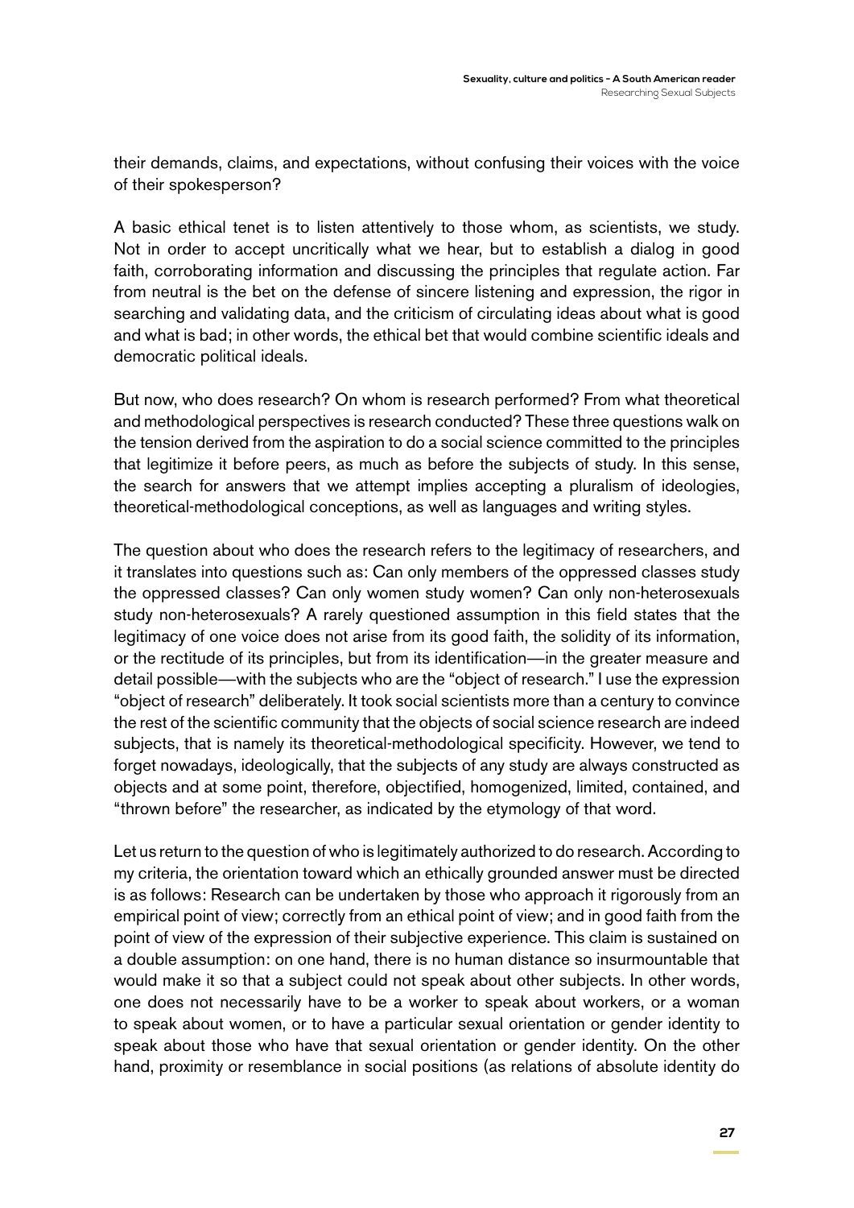their demands, claims, and expectations, without confusing their voices with the voice of their spokesperson?

A basic ethical tenet is to listen attentively to those whom, as scientists, we study. Not in order to accept uncritically what we hear, but to establish a dialog in good faith, corroborating information and discussing the principles that regulate action. Far from neutral is the bet on the defense of sincere listening and expression, the rigor in searching and validating data, and the criticism of circulating ideas about what is good and what is bad; in other words, the ethical bet that would combine scientific ideals and democratic political ideals.

But now, who does research? On whom is research performed? From what theoretical and methodological perspectives is research conducted? These three questions walk on the tension derived from the aspiration to do a social science committed to the principles that legitimize it before peers, as much as before the subjects of study. In this sense, the search for answers that we attempt implies accepting a pluralism of ideologies, theoretical-methodological conceptions, as well as languages and writing styles.

The question about who does the research refers to the legitimacy of researchers, and it translates into questions such as: Can only members of the oppressed classes study the oppressed classes? Can only women study women? Can only non-heterosexuals study non-heterosexuals? A rarely questioned assumption in this field states that the legitimacy of one voice does not arise from its good faith, the solidity of its information, or the rectitude of its principles, but from its identification—in the greater measure and detail possible—with the subjects who are the "object of research." I use the expression "object of research" deliberately. It took social scientists more than a century to convince the rest of the scientific community that the objects of social science research are indeed subjects, that is namely its theoretical-methodological specificity. However, we tend to forget nowadays, ideologically, that the subjects of any study are always constructed as objects and at some point, therefore, objectified, homogenized, limited, contained, and "thrown before" the researcher, as indicated by the etymology of that word.

Let us return to the question of who is legitimately authorized to do research. According to my criteria, the orientation toward which an ethically grounded answer must be directed is as follows: Research can be undertaken by those who approach it rigorously from an empirical point of view; correctly from an ethical point of view; and in good faith from the point of view of the expression of their subjective experience. This claim is sustained on a double assumption: on one hand, there is no human distance so insurmountable that would make it so that a subject could not speak about other subjects. In other words, one does not necessarily have to be a worker to speak about workers, or a woman to speak about women, or to have a particular sexual orientation or gender identity to speak about those who have that sexual orientation or gender identity. On the other hand, proximity or resemblance in social positions (as relations of absolute identity do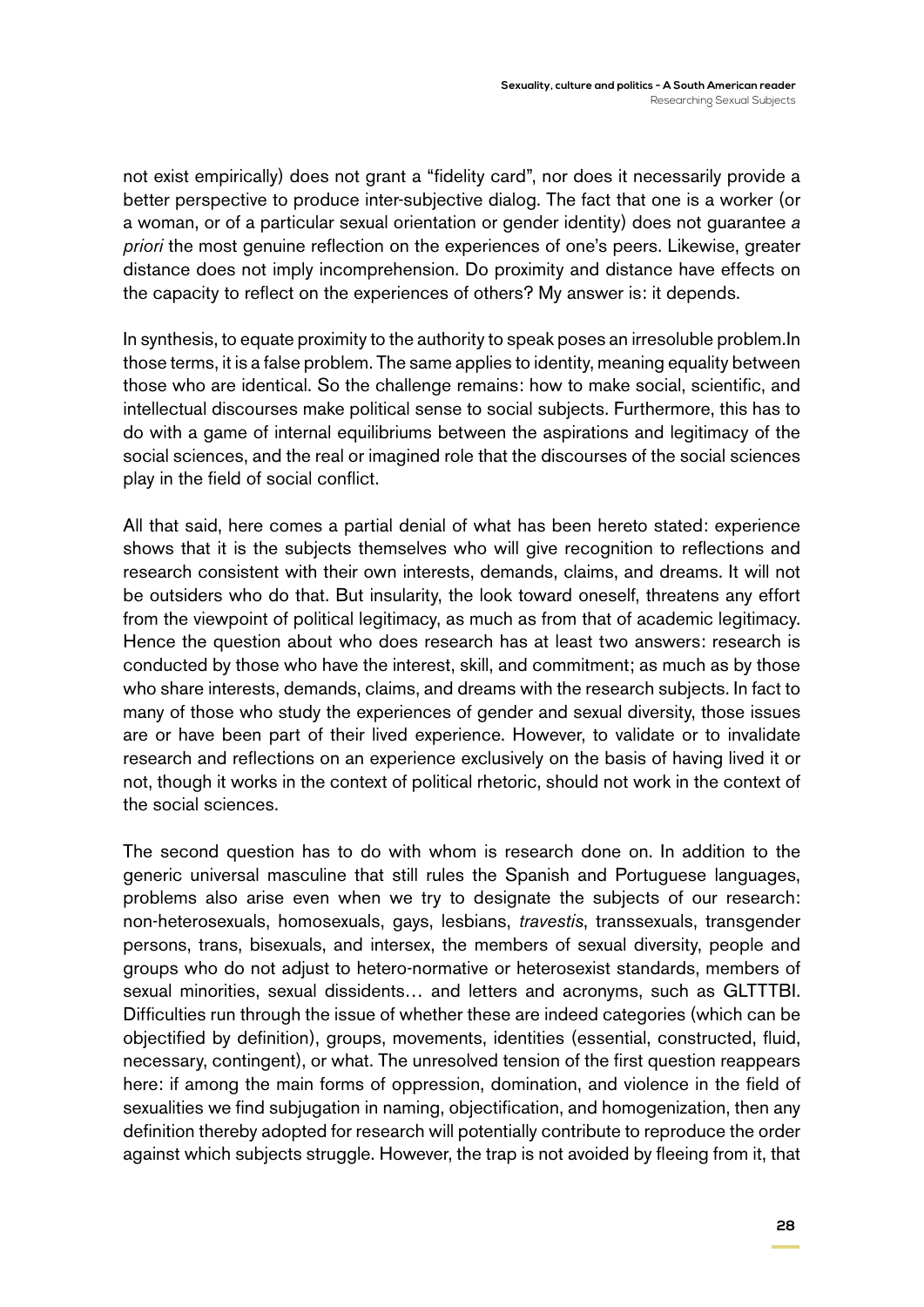not exist empirically) does not grant a "fidelity card", nor does it necessarily provide a better perspective to produce inter-subjective dialog. The fact that one is a worker (or a woman, or of a particular sexual orientation or gender identity) does not guarantee *a priori* the most genuine reflection on the experiences of one's peers. Likewise, greater distance does not imply incomprehension. Do proximity and distance have effects on the capacity to reflect on the experiences of others? My answer is: it depends.

In synthesis, to equate proximity to the authority to speak poses an irresoluble problem.In those terms, it is a false problem. The same applies to identity, meaning equality between those who are identical. So the challenge remains: how to make social, scientific, and intellectual discourses make political sense to social subjects. Furthermore, this has to do with a game of internal equilibriums between the aspirations and legitimacy of the social sciences, and the real or imagined role that the discourses of the social sciences play in the field of social conflict.

All that said, here comes a partial denial of what has been hereto stated: experience shows that it is the subjects themselves who will give recognition to reflections and research consistent with their own interests, demands, claims, and dreams. It will not be outsiders who do that. But insularity, the look toward oneself, threatens any effort from the viewpoint of political legitimacy, as much as from that of academic legitimacy. Hence the question about who does research has at least two answers: research is conducted by those who have the interest, skill, and commitment; as much as by those who share interests, demands, claims, and dreams with the research subjects. In fact to many of those who study the experiences of gender and sexual diversity, those issues are or have been part of their lived experience. However, to validate or to invalidate research and reflections on an experience exclusively on the basis of having lived it or not, though it works in the context of political rhetoric, should not work in the context of the social sciences.

The second question has to do with whom is research done on. In addition to the generic universal masculine that still rules the Spanish and Portuguese languages, problems also arise even when we try to designate the subjects of our research: non-heterosexuals, homosexuals, gays, lesbians, *travestis*, transsexuals, transgender persons, trans, bisexuals, and intersex, the members of sexual diversity, people and groups who do not adjust to hetero-normative or heterosexist standards, members of sexual minorities, sexual dissidents… and letters and acronyms, such as GLTTTBI. Difficulties run through the issue of whether these are indeed categories (which can be objectified by definition), groups, movements, identities (essential, constructed, fluid, necessary, contingent), or what. The unresolved tension of the first question reappears here: if among the main forms of oppression, domination, and violence in the field of sexualities we find subjugation in naming, objectification, and homogenization, then any definition thereby adopted for research will potentially contribute to reproduce the order against which subjects struggle. However, the trap is not avoided by fleeing from it, that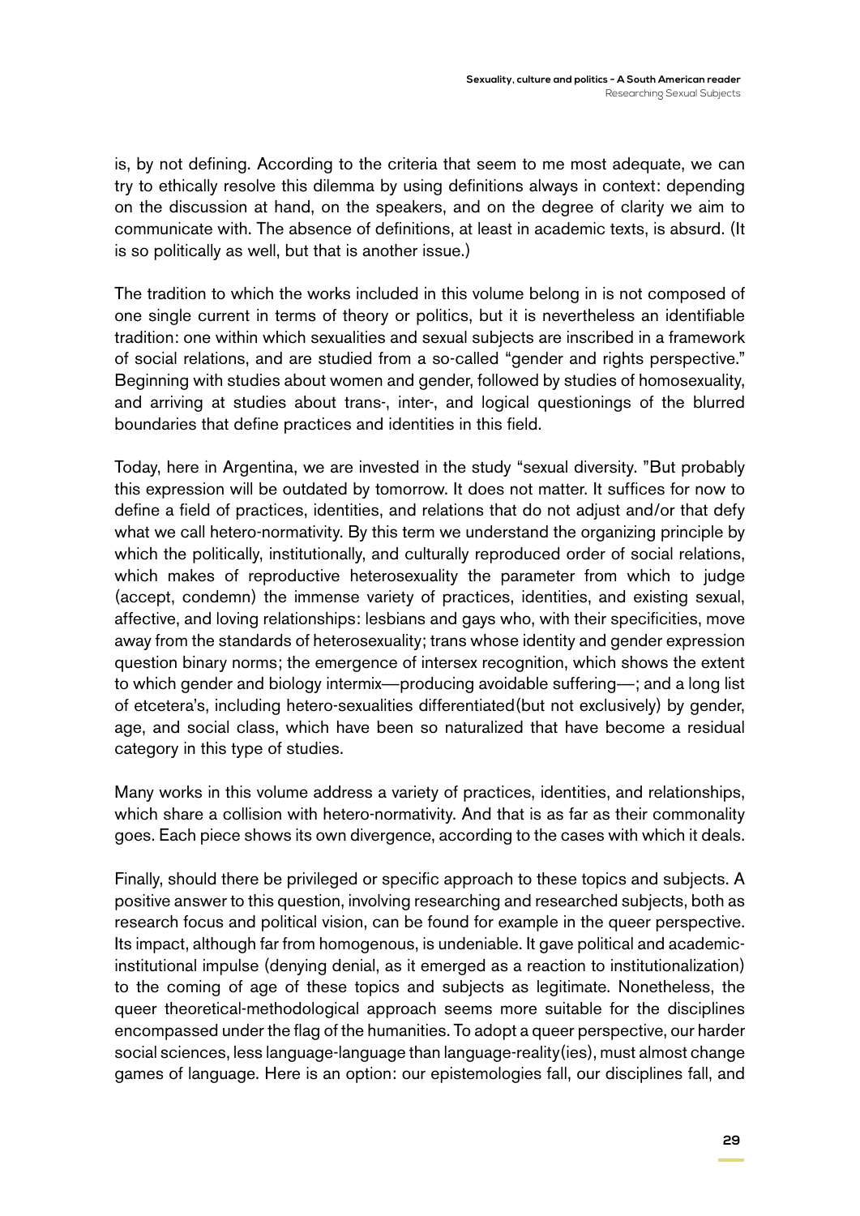is, by not defining. According to the criteria that seem to me most adequate, we can try to ethically resolve this dilemma by using definitions always in context: depending on the discussion at hand, on the speakers, and on the degree of clarity we aim to communicate with. The absence of definitions, at least in academic texts, is absurd. (It is so politically as well, but that is another issue.)

The tradition to which the works included in this volume belong in is not composed of one single current in terms of theory or politics, but it is nevertheless an identifiable tradition: one within which sexualities and sexual subjects are inscribed in a framework of social relations, and are studied from a so-called "gender and rights perspective." Beginning with studies about women and gender, followed by studies of homosexuality, and arriving at studies about trans-, inter-, and logical questionings of the blurred boundaries that define practices and identities in this field.

Today, here in Argentina, we are invested in the study "sexual diversity. "But probably this expression will be outdated by tomorrow. It does not matter. It suffices for now to define a field of practices, identities, and relations that do not adjust and/or that defy what we call hetero-normativity. By this term we understand the organizing principle by which the politically, institutionally, and culturally reproduced order of social relations, which makes of reproductive heterosexuality the parameter from which to judge (accept, condemn) the immense variety of practices, identities, and existing sexual, affective, and loving relationships: lesbians and gays who, with their specificities, move away from the standards of heterosexuality; trans whose identity and gender expression question binary norms; the emergence of intersex recognition, which shows the extent to which gender and biology intermix—producing avoidable suffering—; and a long list of etcetera's, including hetero-sexualities differentiated(but not exclusively) by gender, age, and social class, which have been so naturalized that have become a residual category in this type of studies.

Many works in this volume address a variety of practices, identities, and relationships, which share a collision with hetero-normativity. And that is as far as their commonality goes. Each piece shows its own divergence, according to the cases with which it deals.

Finally, should there be privileged or specific approach to these topics and subjects. A positive answer to this question, involving researching and researched subjects, both as research focus and political vision, can be found for example in the queer perspective. Its impact, although far from homogenous, is undeniable. It gave political and academic-institutional impulse (denying denial, as it emerged as a reaction to institutionalization) to the coming of age of these topics and subjects as legitimate. Nonetheless, the queer theoretical-methodological approach seems more suitable for the disciplines encompassed under the flag of the humanities. To adopt a queer perspective, our harder social sciences, less language-language than language-reality(ies), must almost change games of language. Here is an option: our epistemologies fall, our disciplines fall, and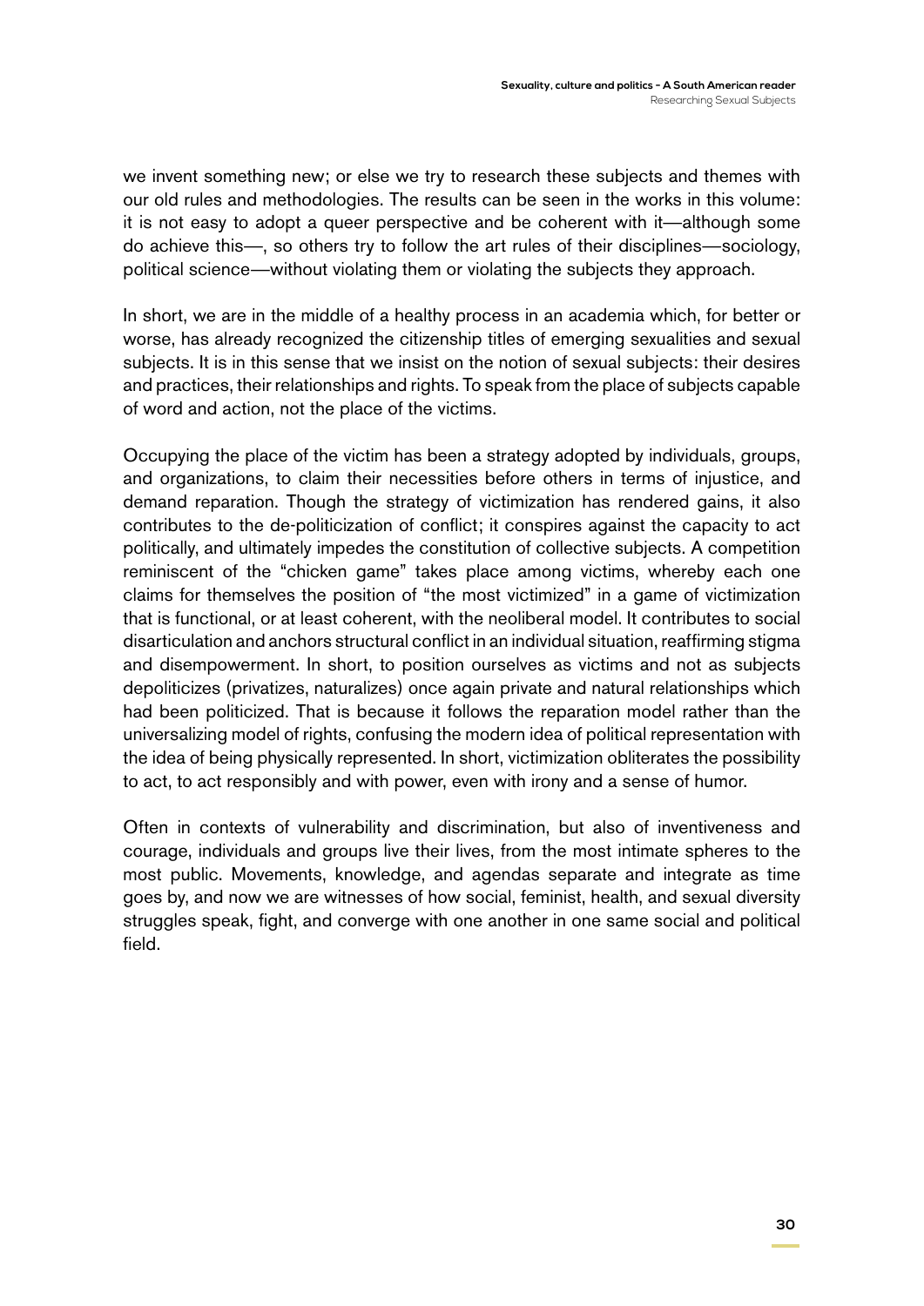we invent something new; or else we try to research these subjects and themes with our old rules and methodologies. The results can be seen in the works in this volume: it is not easy to adopt a queer perspective and be coherent with it—although some do achieve this—, so others try to follow the art rules of their disciplines—sociology, political science—without violating them or violating the subjects they approach.

In short, we are in the middle of a healthy process in an academia which, for better or worse, has already recognized the citizenship titles of emerging sexualities and sexual subjects. It is in this sense that we insist on the notion of sexual subjects: their desires and practices, their relationships and rights. To speak from the place of subjects capable of word and action, not the place of the victims.

Occupying the place of the victim has been a strategy adopted by individuals, groups, and organizations, to claim their necessities before others in terms of injustice, and demand reparation. Though the strategy of victimization has rendered gains, it also contributes to the de-politicization of conflict; it conspires against the capacity to act politically, and ultimately impedes the constitution of collective subjects. A competition reminiscent of the "chicken game" takes place among victims, whereby each one claims for themselves the position of "the most victimized" in a game of victimization that is functional, or at least coherent, with the neoliberal model. It contributes to social disarticulation and anchors structural conflict in an individual situation, reaffirming stigma and disempowerment. In short, to position ourselves as victims and not as subjects depoliticizes (privatizes, naturalizes) once again private and natural relationships which had been politicized. That is because it follows the reparation model rather than the universalizing model of rights, confusing the modern idea of political representation with the idea of being physically represented. In short, victimization obliterates the possibility to act, to act responsibly and with power, even with irony and a sense of humor.

Often in contexts of vulnerability and discrimination, but also of inventiveness and courage, individuals and groups live their lives, from the most intimate spheres to the most public. Movements, knowledge, and agendas separate and integrate as time goes by, and now we are witnesses of how social, feminist, health, and sexual diversity struggles speak, fight, and converge with one another in one same social and political field.